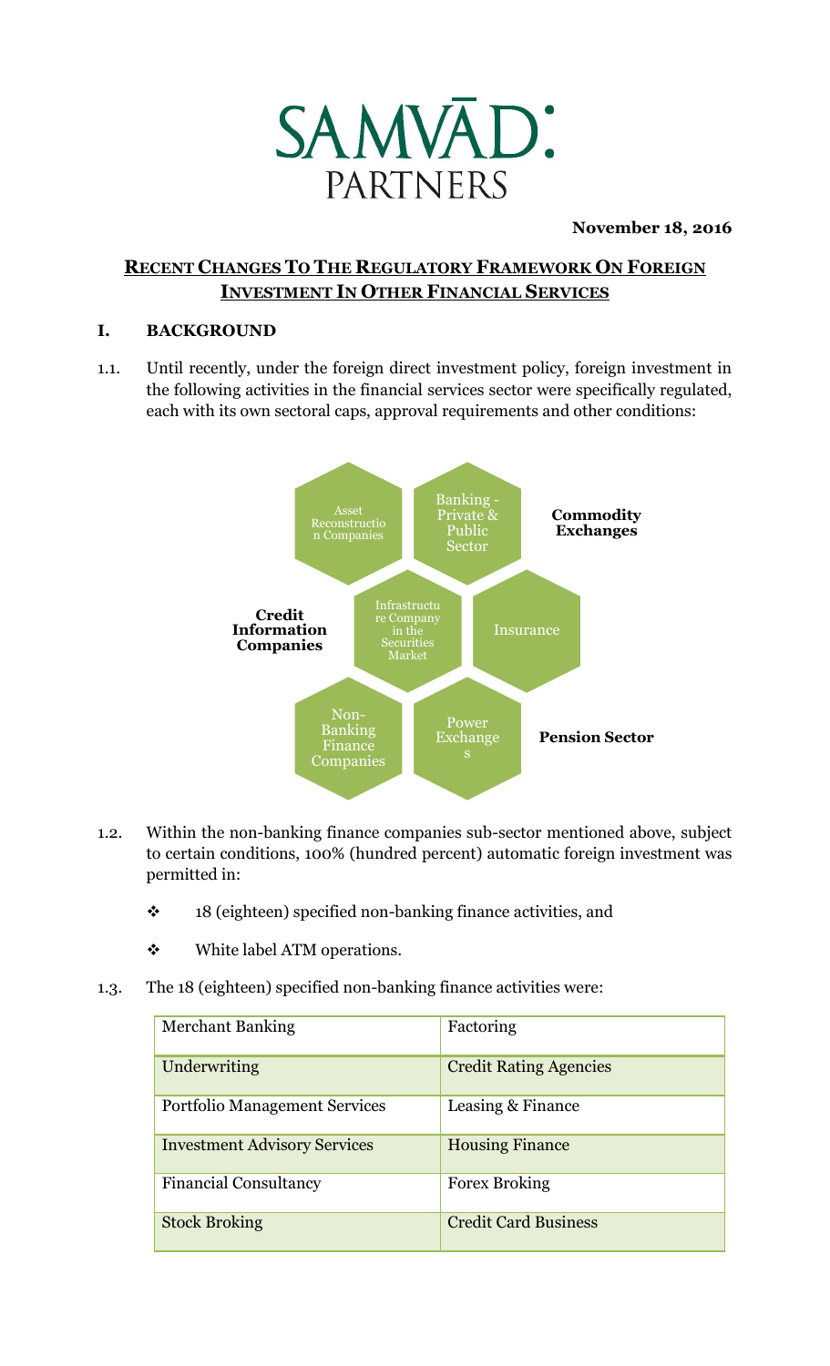# SAMVĀD: PARTNERS

**November 18, 2016**

## RECENT CHANGES TO THE REGULATORY FRAMEWORK ON FOREIGN INVESTMENT IN OTHER FINANCIAL SERVICES

### I. BACKGROUND

1.1. Until recently, under the foreign direct investment policy, foreign investment in the following activities in the financial services sector were specifically regulated, each with its own sectoral caps, approval requirements and other conditions:

- Asset Reconstruction Companies
- Banking - Private & Public Sector
- **Commodity Exchanges**
- **Credit Information Companies**
- Infrastructure Company in the Securities Market
- Insurance
- Non-Banking Finance Companies
- Power Exchanges
- **Pension Sector**

1.2. Within the non-banking finance companies sub-sector mentioned above, subject to certain conditions, 100% (hundred percent) automatic foreign investment was permitted in:

- 18 (eighteen) specified non-banking finance activities, and
- White label ATM operations.

1.3. The 18 (eighteen) specified non-banking finance activities were:

| | |
|---|---|
| Merchant Banking | Factoring |
| Underwriting | Credit Rating Agencies |
| Portfolio Management Services | Leasing & Finance |
| Investment Advisory Services | Housing Finance |
| Financial Consultancy | Forex Broking |
| Stock Broking | Credit Card Business |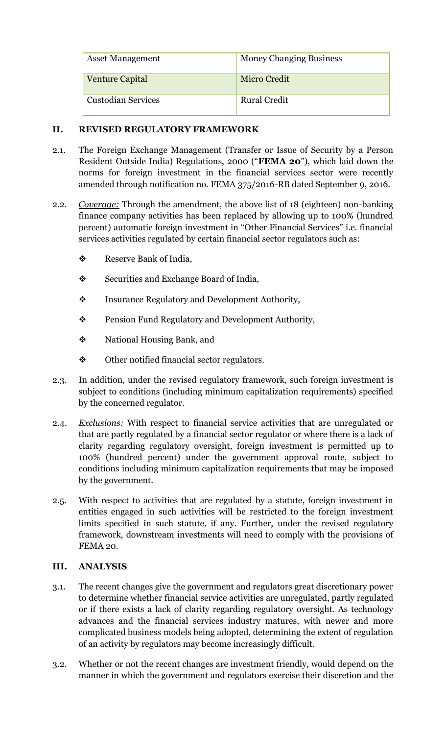| Asset Management | Money Changing Business |
|---|---|
| Venture Capital | Micro Credit |
| Custodian Services | Rural Credit |

## II. REVISED REGULATORY FRAMEWORK

2.1. The Foreign Exchange Management (Transfer or Issue of Security by a Person Resident Outside India) Regulations, 2000 ("**FEMA 20**"), which laid down the norms for foreign investment in the financial services sector were recently amended through notification no. FEMA 375/2016-RB dated September 9, 2016.

2.2. *Coverage:* Through the amendment, the above list of 18 (eighteen) non-banking finance company activities has been replaced by allowing up to 100% (hundred percent) automatic foreign investment in "Other Financial Services" i.e. financial services activities regulated by certain financial sector regulators such as:

- Reserve Bank of India,
- Securities and Exchange Board of India,
- Insurance Regulatory and Development Authority,
- Pension Fund Regulatory and Development Authority,
- National Housing Bank, and
- Other notified financial sector regulators.

2.3. In addition, under the revised regulatory framework, such foreign investment is subject to conditions (including minimum capitalization requirements) specified by the concerned regulator.

2.4. *Exclusions:* With respect to financial service activities that are unregulated or that are partly regulated by a financial sector regulator or where there is a lack of clarity regarding regulatory oversight, foreign investment is permitted up to 100% (hundred percent) under the government approval route, subject to conditions including minimum capitalization requirements that may be imposed by the government.

2.5. With respect to activities that are regulated by a statute, foreign investment in entities engaged in such activities will be restricted to the foreign investment limits specified in such statute, if any. Further, under the revised regulatory framework, downstream investments will need to comply with the provisions of FEMA 20.

## III. ANALYSIS

3.1. The recent changes give the government and regulators great discretionary power to determine whether financial service activities are unregulated, partly regulated or if there exists a lack of clarity regarding regulatory oversight. As technology advances and the financial services industry matures, with newer and more complicated business models being adopted, determining the extent of regulation of an activity by regulators may become increasingly difficult.

3.2. Whether or not the recent changes are investment friendly, would depend on the manner in which the government and regulators exercise their discretion and the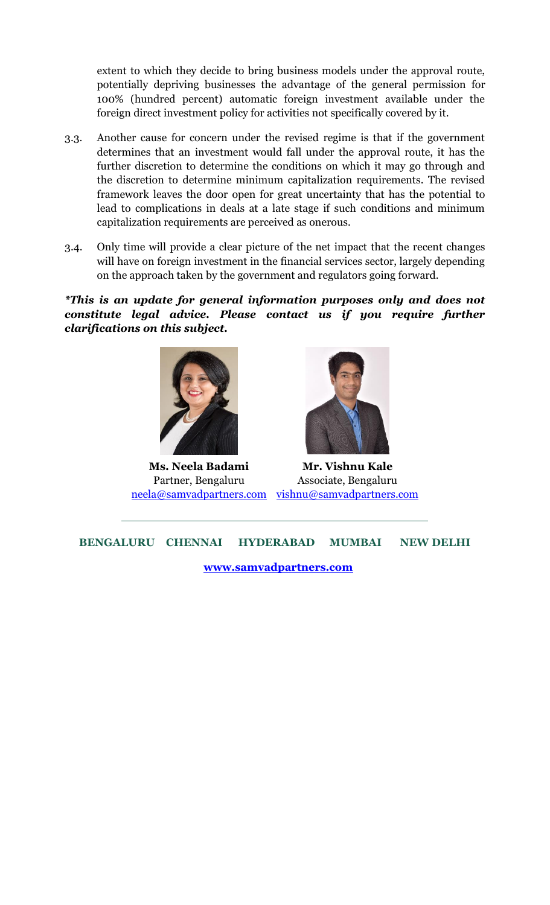extent to which they decide to bring business models under the approval route, potentially depriving businesses the advantage of the general permission for 100% (hundred percent) automatic foreign investment available under the foreign direct investment policy for activities not specifically covered by it.

3.3. Another cause for concern under the revised regime is that if the government determines that an investment would fall under the approval route, it has the further discretion to determine the conditions on which it may go through and the discretion to determine minimum capitalization requirements. The revised framework leaves the door open for great uncertainty that has the potential to lead to complications in deals at a late stage if such conditions and minimum capitalization requirements are perceived as onerous.

3.4. Only time will provide a clear picture of the net impact that the recent changes will have on foreign investment in the financial services sector, largely depending on the approach taken by the government and regulators going forward.

***This is an update for general information purposes only and does not constitute legal advice. Please contact us if you require further clarifications on this subject.***

**Ms. Neela Badami**
Partner, Bengaluru
neela@samvadpartners.com

**Mr. Vishnu Kale**
Associate, Bengaluru
vishnu@samvadpartners.com

**BENGALURU CHENNAI HYDERABAD MUMBAI NEW DELHI**

**www.samvadpartners.com**